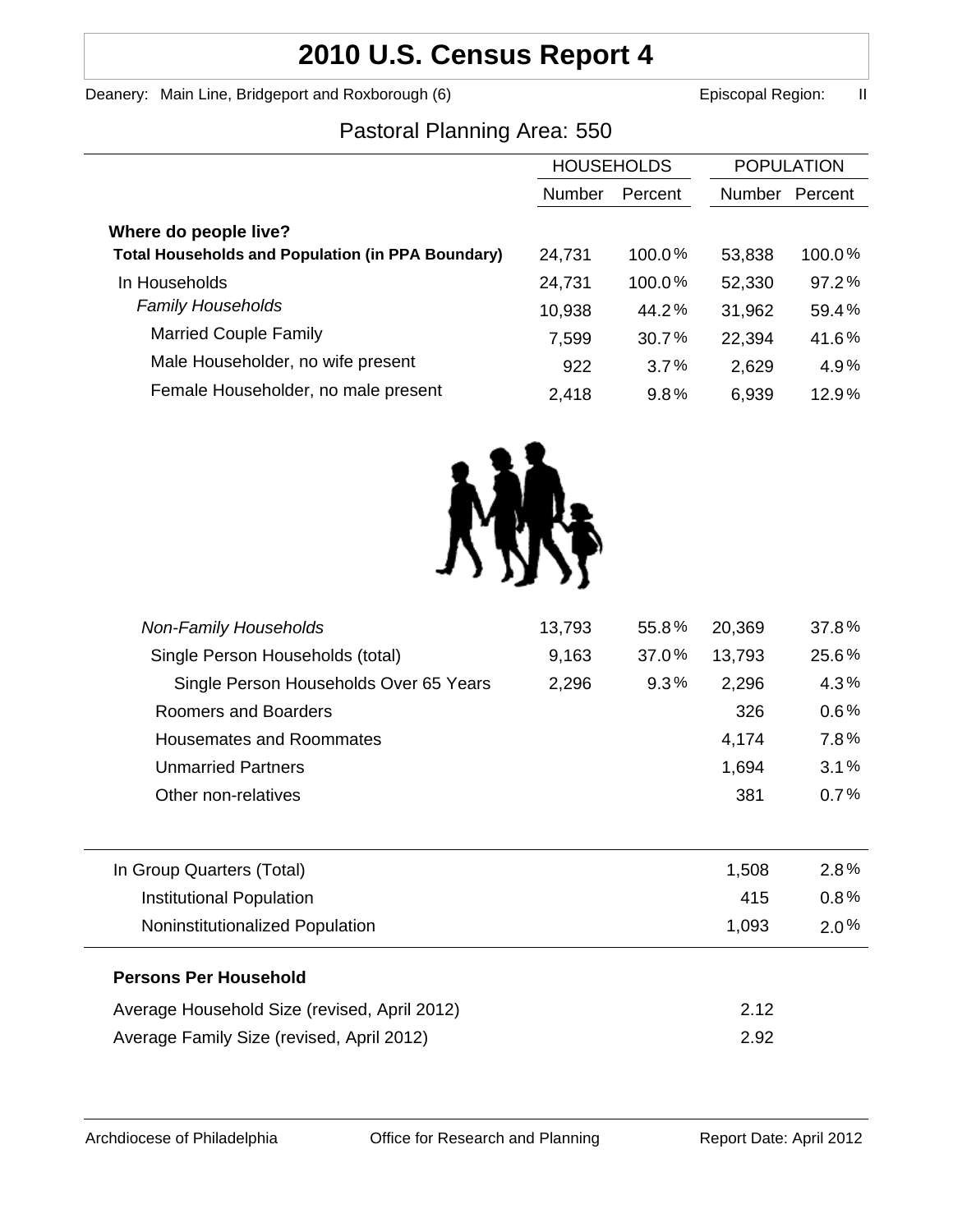# 2010 U.S. Census Report 4

Deanery: Main Line, Bridgeport and Roxborough (6) Episcopal Region: II

## Pastoral Planning Area: 550

| | HOUSEHOLDS | | POPULATION | |
|---|---|---|---|---|
| | Number | Percent | Number | Percent |
| **Where do people live?** | | | | |
| **Total Households and Population (in PPA Boundary)** | 24,731 | 100.0% | 53,838 | 100.0% |
| In Households | 24,731 | 100.0% | 52,330 | 97.2% |
| *Family Households* | 10,938 | 44.2% | 31,962 | 59.4% |
| Married Couple Family | 7,599 | 30.7% | 22,394 | 41.6% |
| Male Householder, no wife present | 922 | 3.7% | 2,629 | 4.9% |
| Female Householder, no male present | 2,418 | 9.8% | 6,939 | 12.9% |
| *Non-Family Households* | 13,793 | 55.8% | 20,369 | 37.8% |
| Single Person Households (total) | 9,163 | 37.0% | 13,793 | 25.6% |
| Single Person Households Over 65 Years | 2,296 | 9.3% | 2,296 | 4.3% |
| Roomers and Boarders | | | 326 | 0.6% |
| Housemates and Roommates | | | 4,174 | 7.8% |
| Unmarried Partners | | | 1,694 | 3.1% |
| Other non-relatives | | | 381 | 0.7% |
| In Group Quarters (Total) | | | 1,508 | 2.8% |
| Institutional Population | | | 415 | 0.8% |
| Noninstitutionalized Population | | | 1,093 | 2.0% |

**Persons Per Household**

| | |
|---|---|
| Average Household Size (revised, April 2012) | 2.12 |
| Average Family Size (revised, April 2012) | 2.92 |

Archdiocese of Philadelphia Office for Research and Planning Report Date: April 2012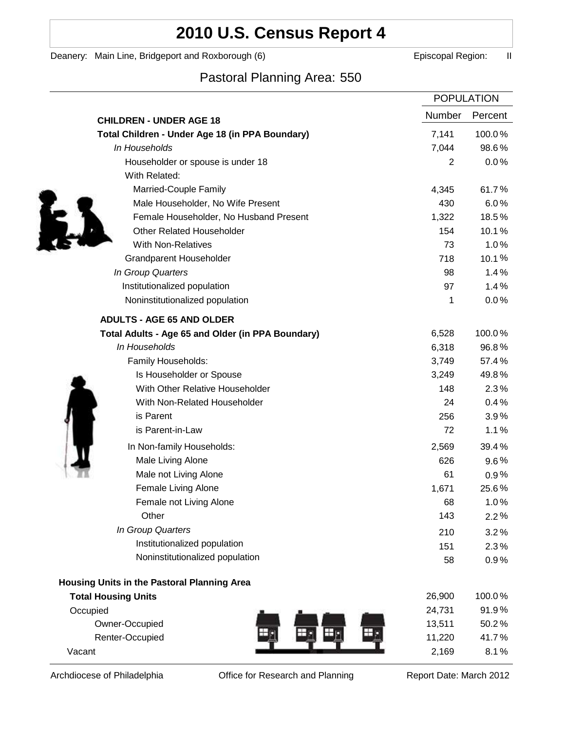# 2010 U.S. Census Report 4

Deanery: Main Line, Bridgeport and Roxborough (6)　　　Episcopal Region: II

## Pastoral Planning Area: 550

| | POPULATION | |
|---|---|---|
| **CHILDREN - UNDER AGE 18** | Number | Percent |
| **Total Children - Under Age 18 (in PPA Boundary)** | 7,141 | 100.0% |
| *In Households* | 7,044 | 98.6% |
| Householder or spouse is under 18 | 2 | 0.0% |
| With Related: | | |
| Married-Couple Family | 4,345 | 61.7% |
| Male Householder, No Wife Present | 430 | 6.0% |
| Female Householder, No Husband Present | 1,322 | 18.5% |
| Other Related Householder | 154 | 10.1% |
| With Non-Relatives | 73 | 1.0% |
| Grandparent Householder | 718 | 10.1% |
| *In Group Quarters* | 98 | 1.4% |
| Institutionalized population | 97 | 1.4% |
| Noninstitutionalized population | 1 | 0.0% |
| **ADULTS - AGE 65 AND OLDER** | | |
| **Total Adults - Age 65 and Older (in PPA Boundary)** | 6,528 | 100.0% |
| *In Households* | 6,318 | 96.8% |
| Family Households: | 3,749 | 57.4% |
| Is Householder or Spouse | 3,249 | 49.8% |
| With Other Relative Householder | 148 | 2.3% |
| With Non-Related Householder | 24 | 0.4% |
| is Parent | 256 | 3.9% |
| is Parent-in-Law | 72 | 1.1% |
| In Non-family Households: | 2,569 | 39.4% |
| Male Living Alone | 626 | 9.6% |
| Male not Living Alone | 61 | 0.9% |
| Female Living Alone | 1,671 | 25.6% |
| Female not Living Alone | 68 | 1.0% |
| Other | 143 | 2.2% |
| *In Group Quarters* | 210 | 3.2% |
| Institutionalized population | 151 | 2.3% |
| Noninstitutionalized population | 58 | 0.9% |
| **Housing Units in the Pastoral Planning Area** | | |
| **Total Housing Units** | 26,900 | 100.0% |
| Occupied | 24,731 | 91.9% |
| Owner-Occupied | 13,511 | 50.2% |
| Renter-Occupied | 11,220 | 41.7% |
| Vacant | 2,169 | 8.1% |

Archdiocese of Philadelphia　　　Office for Research and Planning　　　Report Date: March 2012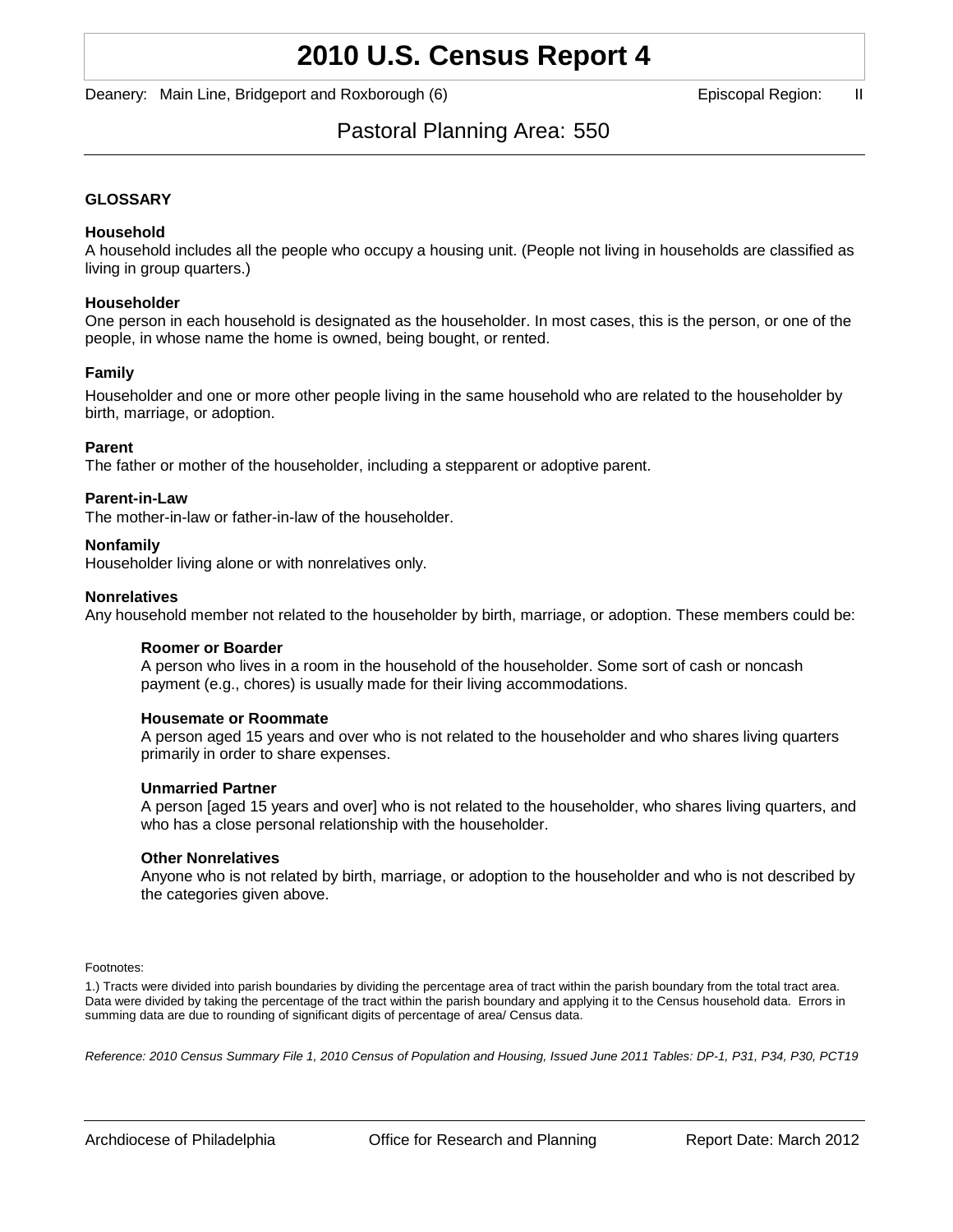# 2010 U.S. Census Report 4

Deanery: Main Line, Bridgeport and Roxborough (6) Episcopal Region: II

## Pastoral Planning Area: 550

### GLOSSARY

**Household**
A household includes all the people who occupy a housing unit. (People not living in households are classified as living in group quarters.)

**Householder**
One person in each household is designated as the householder. In most cases, this is the person, or one of the people, in whose name the home is owned, being bought, or rented.

**Family**
Householder and one or more other people living in the same household who are related to the householder by birth, marriage, or adoption.

**Parent**
The father or mother of the householder, including a stepparent or adoptive parent.

**Parent-in-Law**
The mother-in-law or father-in-law of the householder.

**Nonfamily**
Householder living alone or with nonrelatives only.

**Nonrelatives**
Any household member not related to the householder by birth, marriage, or adoption. These members could be:

> **Roomer or Boarder**
> A person who lives in a room in the household of the householder. Some sort of cash or noncash payment (e.g., chores) is usually made for their living accommodations.
>
> **Housemate or Roommate**
> A person aged 15 years and over who is not related to the householder and who shares living quarters primarily in order to share expenses.
>
> **Unmarried Partner**
> A person [aged 15 years and over] who is not related to the householder, who shares living quarters, and who has a close personal relationship with the householder.
>
> **Other Nonrelatives**
> Anyone who is not related by birth, marriage, or adoption to the householder and who is not described by the categories given above.

Footnotes:

1.) Tracts were divided into parish boundaries by dividing the percentage area of tract within the parish boundary from the total tract area. Data were divided by taking the percentage of the tract within the parish boundary and applying it to the Census household data. Errors in summing data are due to rounding of significant digits of percentage of area/ Census data.

*Reference: 2010 Census Summary File 1, 2010 Census of Population and Housing, Issued June 2011 Tables: DP-1, P31, P34, P30, PCT19*

Archdiocese of Philadelphia Office for Research and Planning Report Date: March 2012